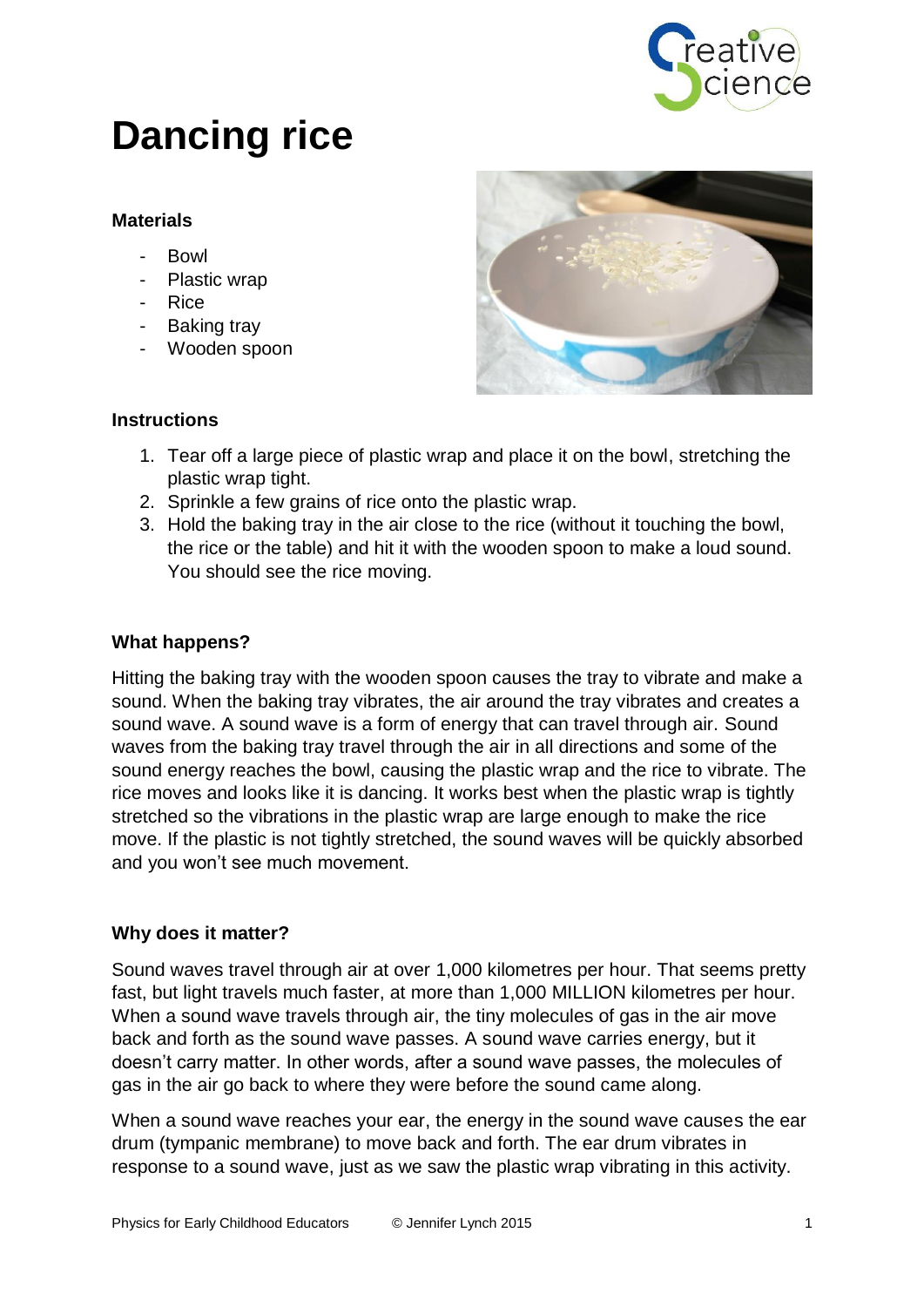# Dancing rice

### Materials

- Bowl
- Plastic wrap
- Rice
- Baking tray
- Wooden spoon

### Instructions

1. Tear off a large piece of plastic wrap and place it on the bowl, stretching the plastic wrap tight.
2. Sprinkle a few grains of rice onto the plastic wrap.
3. Hold the baking tray in the air close to the rice (without it touching the bowl, the rice or the table) and hit it with the wooden spoon to make a loud sound. You should see the rice moving.

### What happens?

Hitting the baking tray with the wooden spoon causes the tray to vibrate and make a sound. When the baking tray vibrates, the air around the tray vibrates and creates a sound wave. A sound wave is a form of energy that can travel through air. Sound waves from the baking tray travel through the air in all directions and some of the sound energy reaches the bowl, causing the plastic wrap and the rice to vibrate. The rice moves and looks like it is dancing. It works best when the plastic wrap is tightly stretched so the vibrations in the plastic wrap are large enough to make the rice move. If the plastic is not tightly stretched, the sound waves will be quickly absorbed and you won't see much movement.

### Why does it matter?

Sound waves travel through air at over 1,000 kilometres per hour. That seems pretty fast, but light travels much faster, at more than 1,000 MILLION kilometres per hour. When a sound wave travels through air, the tiny molecules of gas in the air move back and forth as the sound wave passes. A sound wave carries energy, but it doesn't carry matter. In other words, after a sound wave passes, the molecules of gas in the air go back to where they were before the sound came along.

When a sound wave reaches your ear, the energy in the sound wave causes the ear drum (tympanic membrane) to move back and forth. The ear drum vibrates in response to a sound wave, just as we saw the plastic wrap vibrating in this activity.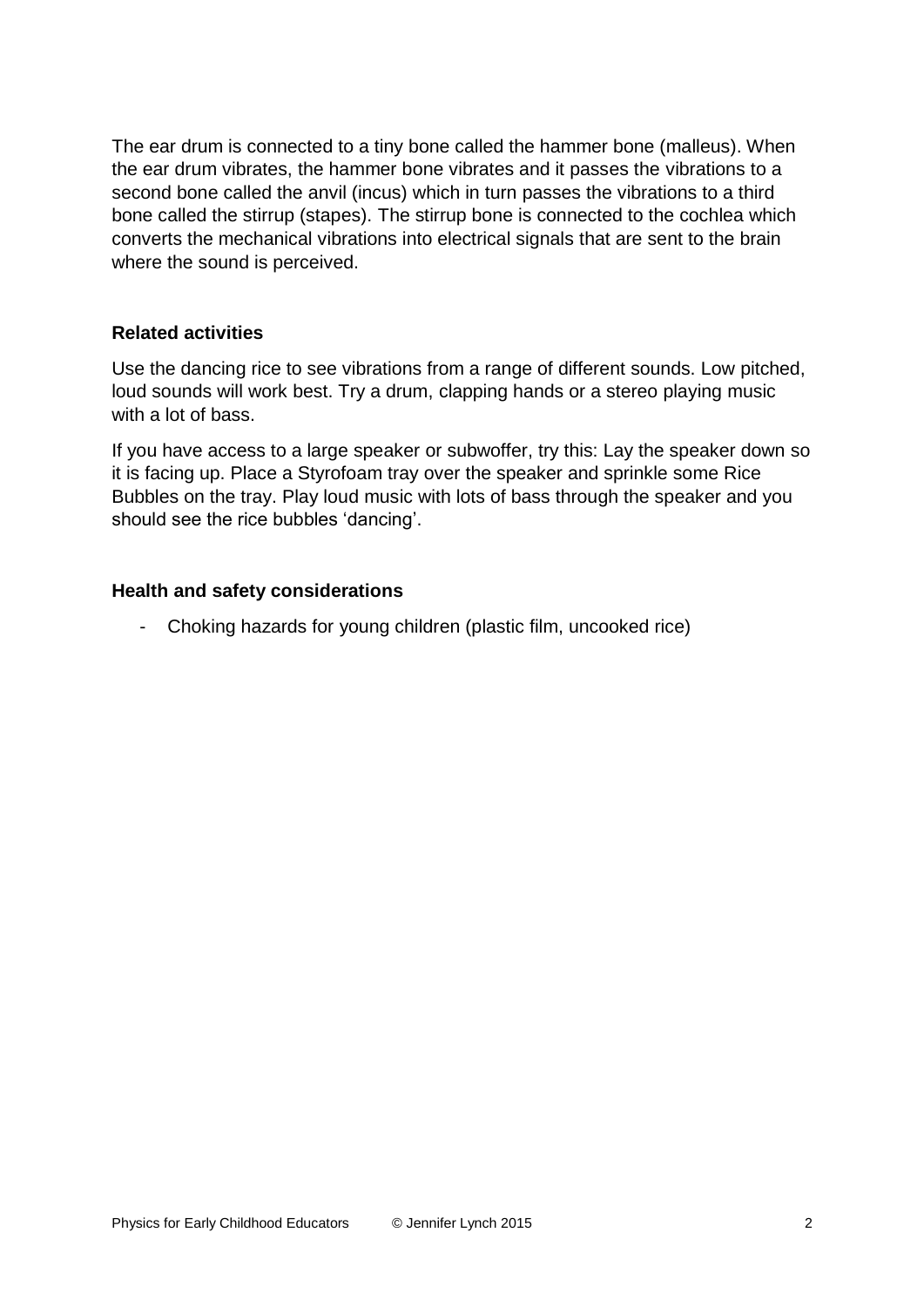The ear drum is connected to a tiny bone called the hammer bone (malleus). When the ear drum vibrates, the hammer bone vibrates and it passes the vibrations to a second bone called the anvil (incus) which in turn passes the vibrations to a third bone called the stirrup (stapes). The stirrup bone is connected to the cochlea which converts the mechanical vibrations into electrical signals that are sent to the brain where the sound is perceived.

**Related activities**

Use the dancing rice to see vibrations from a range of different sounds. Low pitched, loud sounds will work best. Try a drum, clapping hands or a stereo playing music with a lot of bass.

If you have access to a large speaker or subwoffer, try this: Lay the speaker down so it is facing up. Place a Styrofoam tray over the speaker and sprinkle some Rice Bubbles on the tray. Play loud music with lots of bass through the speaker and you should see the rice bubbles 'dancing'.

**Health and safety considerations**

- Choking hazards for young children (plastic film, uncooked rice)